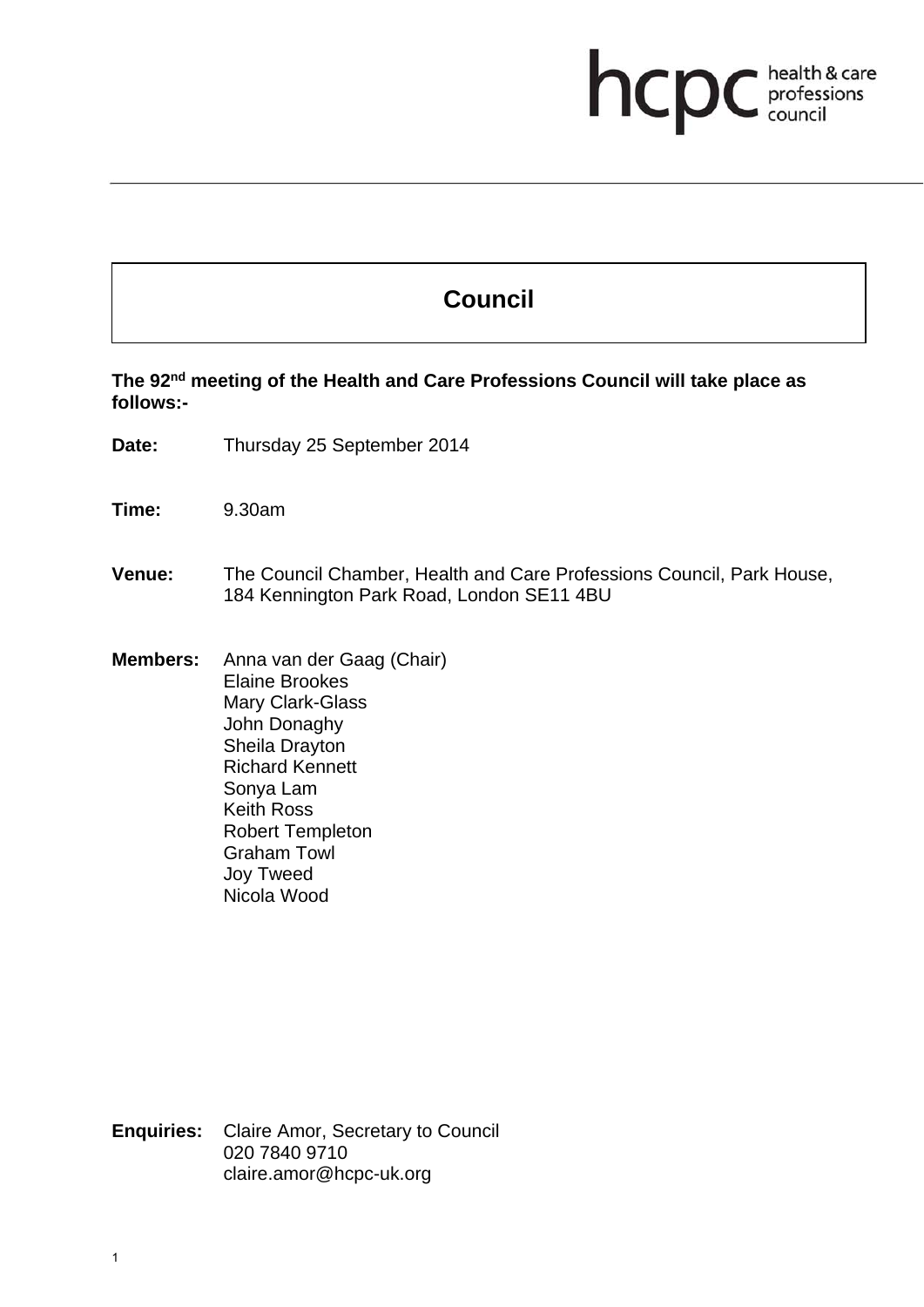# Council

**The 92nd meeting of the Health and Care Professions Council will take place as follows:-**

**Date:** Thursday 25 September 2014

**Time:** 9.30am

**Venue:** The Council Chamber, Health and Care Professions Council, Park House, 184 Kennington Park Road, London SE11 4BU

**Members:** Anna van der Gaag (Chair)
Elaine Brookes
Mary Clark-Glass
John Donaghy
Sheila Drayton
Richard Kennett
Sonya Lam
Keith Ross
Robert Templeton
Graham Towl
Joy Tweed
Nicola Wood

**Enquiries:** Claire Amor, Secretary to Council
020 7840 9710
claire.amor@hcpc-uk.org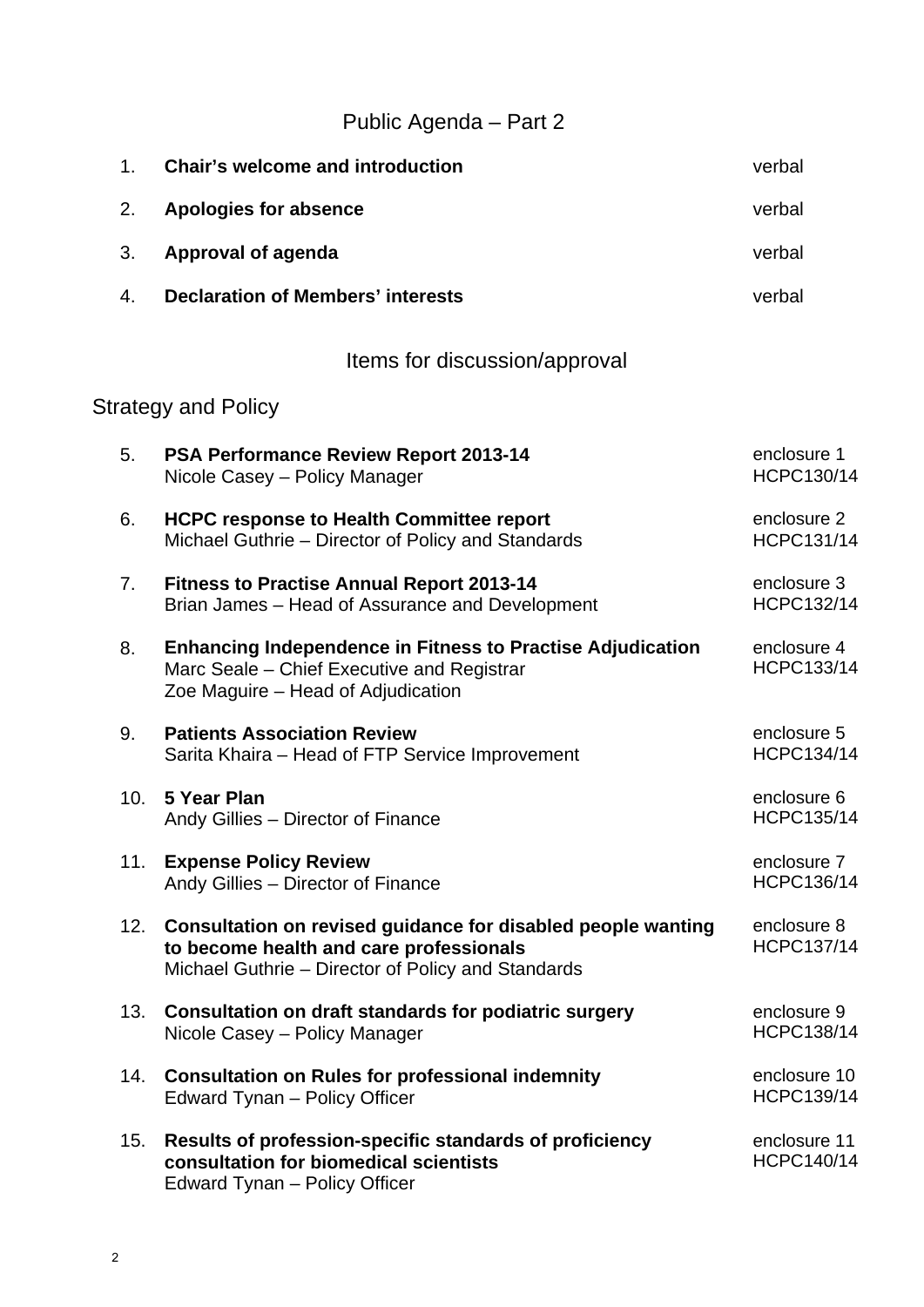## Public Agenda – Part 2

| | | |
|---|---|---|
| 1. | **Chair's welcome and introduction** | verbal |
| 2. | **Apologies for absence** | verbal |
| 3. | **Approval of agenda** | verbal |
| 4. | **Declaration of Members' interests** | verbal |

## Items for discussion/approval

### Strategy and Policy

| | | |
|---|---|---|
| 5. | **PSA Performance Review Report 2013-14**<br>Nicole Casey – Policy Manager | enclosure 1<br>HCPC130/14 |
| 6. | **HCPC response to Health Committee report**<br>Michael Guthrie – Director of Policy and Standards | enclosure 2<br>HCPC131/14 |
| 7. | **Fitness to Practise Annual Report 2013-14**<br>Brian James – Head of Assurance and Development | enclosure 3<br>HCPC132/14 |
| 8. | **Enhancing Independence in Fitness to Practise Adjudication**<br>Marc Seale – Chief Executive and Registrar<br>Zoe Maguire – Head of Adjudication | enclosure 4<br>HCPC133/14 |
| 9. | **Patients Association Review**<br>Sarita Khaira – Head of FTP Service Improvement | enclosure 5<br>HCPC134/14 |
| 10. | **5 Year Plan**<br>Andy Gillies – Director of Finance | enclosure 6<br>HCPC135/14 |
| 11. | **Expense Policy Review**<br>Andy Gillies – Director of Finance | enclosure 7<br>HCPC136/14 |
| 12. | **Consultation on revised guidance for disabled people wanting to become health and care professionals**<br>Michael Guthrie – Director of Policy and Standards | enclosure 8<br>HCPC137/14 |
| 13. | **Consultation on draft standards for podiatric surgery**<br>Nicole Casey – Policy Manager | enclosure 9<br>HCPC138/14 |
| 14. | **Consultation on Rules for professional indemnity**<br>Edward Tynan – Policy Officer | enclosure 10<br>HCPC139/14 |
| 15. | **Results of profession-specific standards of proficiency consultation for biomedical scientists**<br>Edward Tynan – Policy Officer | enclosure 11<br>HCPC140/14 |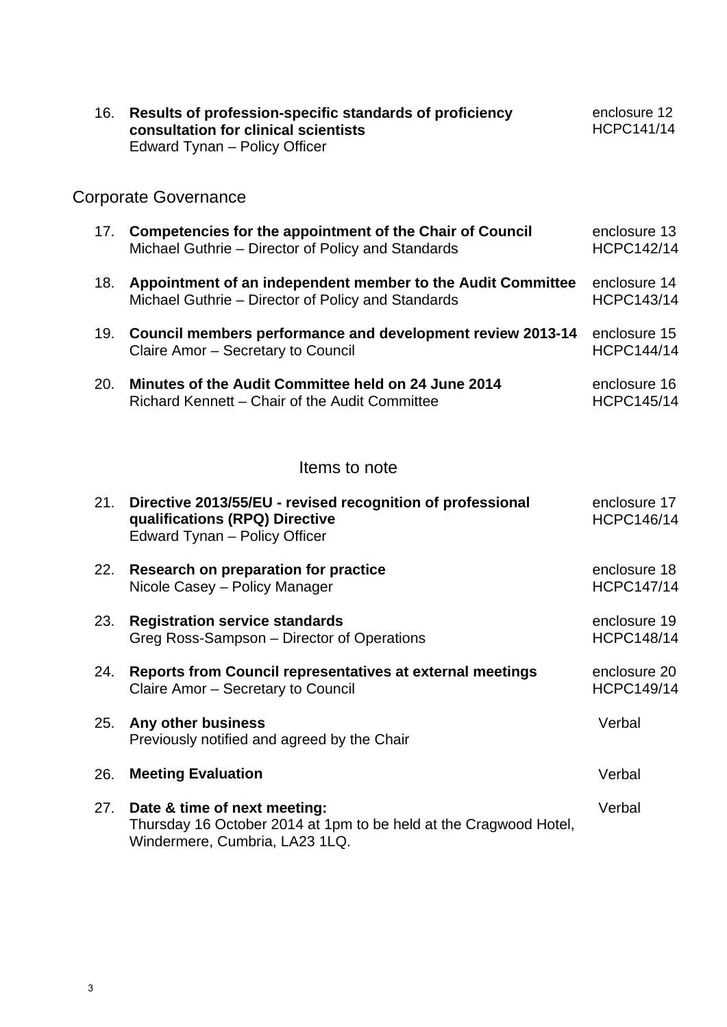16. **Results of profession-specific standards of proficiency consultation for clinical scientists**
    Edward Tynan – Policy Officer
    enclosure 12 HCPC141/14

## Corporate Governance

17. **Competencies for the appointment of the Chair of Council**
    Michael Guthrie – Director of Policy and Standards
    enclosure 13 HCPC142/14

18. **Appointment of an independent member to the Audit Committee**
    Michael Guthrie – Director of Policy and Standards
    enclosure 14 HCPC143/14

19. **Council members performance and development review 2013-14**
    Claire Amor – Secretary to Council
    enclosure 15 HCPC144/14

20. **Minutes of the Audit Committee held on 24 June 2014**
    Richard Kennett – Chair of the Audit Committee
    enclosure 16 HCPC145/14

## Items to note

21. **Directive 2013/55/EU - revised recognition of professional qualifications (RPQ) Directive**
    Edward Tynan – Policy Officer
    enclosure 17 HCPC146/14

22. **Research on preparation for practice**
    Nicole Casey – Policy Manager
    enclosure 18 HCPC147/14

23. **Registration service standards**
    Greg Ross-Sampson – Director of Operations
    enclosure 19 HCPC148/14

24. **Reports from Council representatives at external meetings**
    Claire Amor – Secretary to Council
    enclosure 20 HCPC149/14

25. **Any other business**
    Previously notified and agreed by the Chair
    Verbal

26. **Meeting Evaluation**
    Verbal

27. **Date & time of next meeting:**
    Thursday 16 October 2014 at 1pm to be held at the Cragwood Hotel, Windermere, Cumbria, LA23 1LQ.
    Verbal